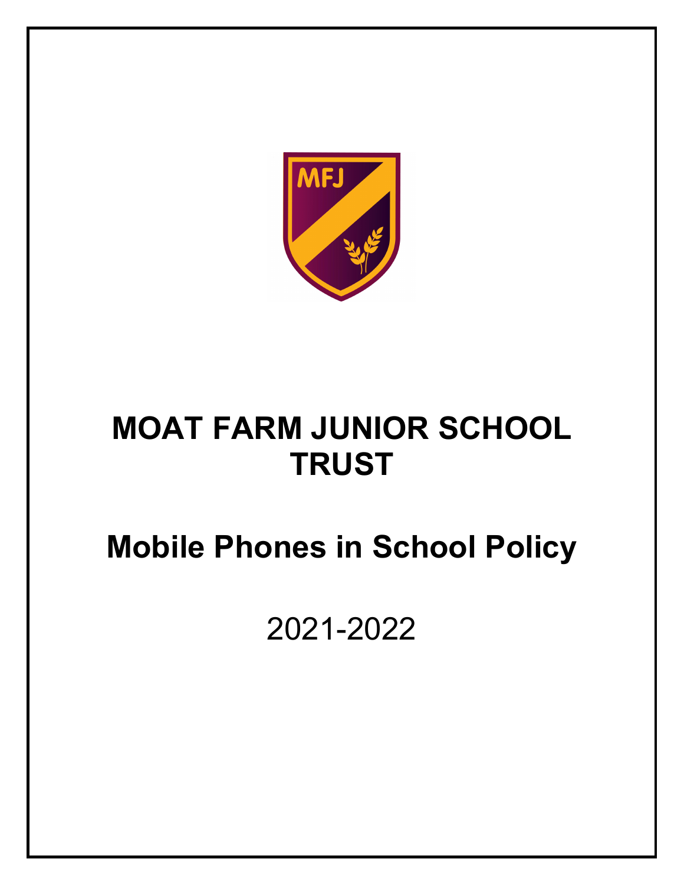# MOAT FARM JUNIOR SCHOOL TRUST

# Mobile Phones in School Policy

2021-2022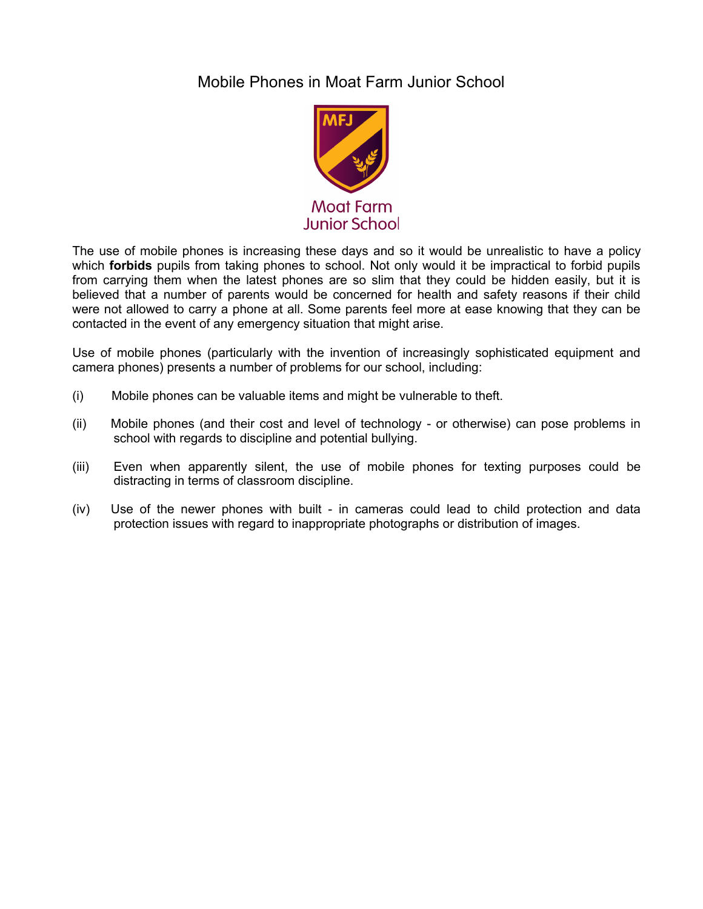# Mobile Phones in Moat Farm Junior School

The use of mobile phones is increasing these days and so it would be unrealistic to have a policy which **forbids** pupils from taking phones to school. Not only would it be impractical to forbid pupils from carrying them when the latest phones are so slim that they could be hidden easily, but it is believed that a number of parents would be concerned for health and safety reasons if their child were not allowed to carry a phone at all. Some parents feel more at ease knowing that they can be contacted in the event of any emergency situation that might arise.

Use of mobile phones (particularly with the invention of increasingly sophisticated equipment and camera phones) presents a number of problems for our school, including:

(i) Mobile phones can be valuable items and might be vulnerable to theft.

(ii) Mobile phones (and their cost and level of technology - or otherwise) can pose problems in school with regards to discipline and potential bullying.

(iii) Even when apparently silent, the use of mobile phones for texting purposes could be distracting in terms of classroom discipline.

(iv) Use of the newer phones with built - in cameras could lead to child protection and data protection issues with regard to inappropriate photographs or distribution of images.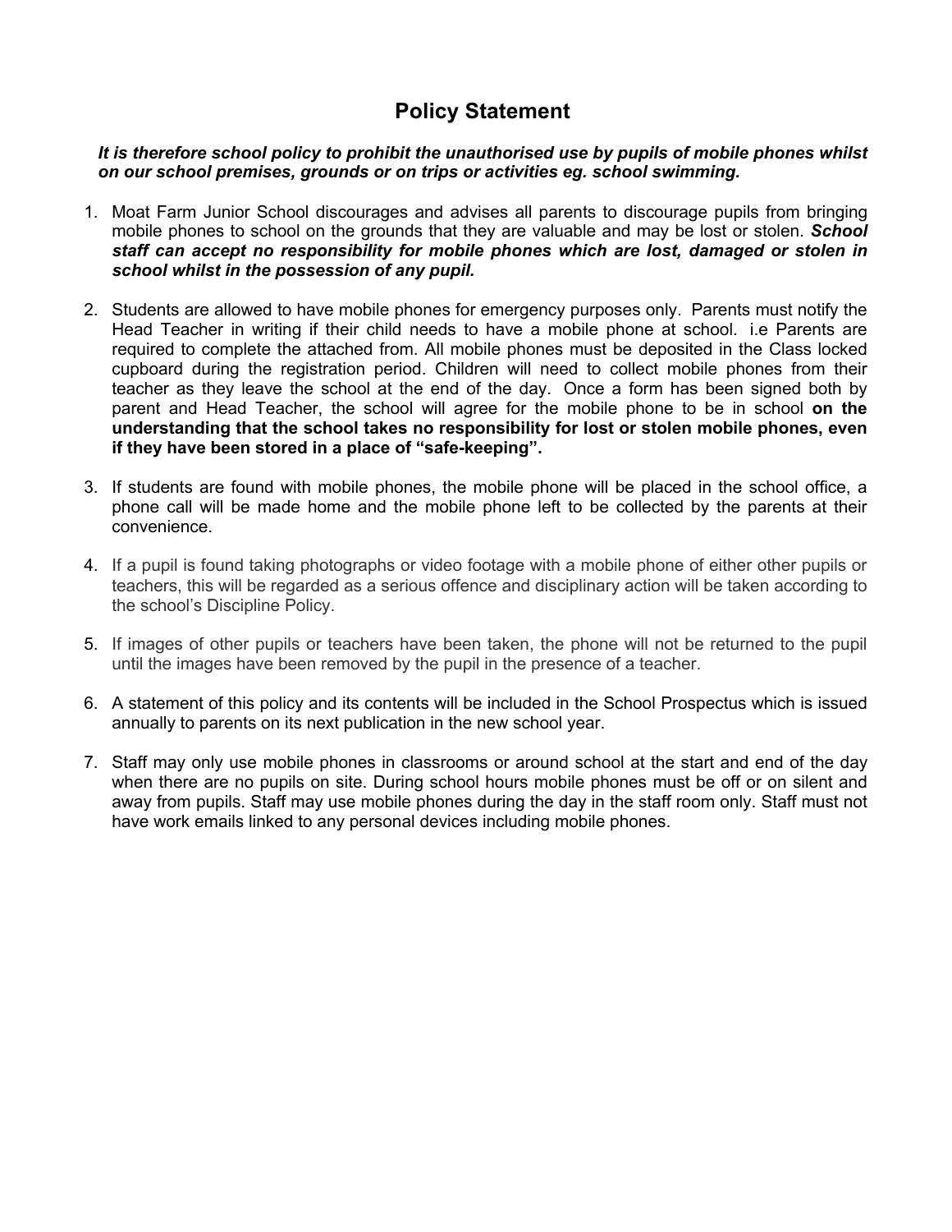## Policy Statement

***It is therefore school policy to prohibit the unauthorised use by pupils of mobile phones whilst on our school premises, grounds or on trips or activities eg. school swimming.***

1. Moat Farm Junior School discourages and advises all parents to discourage pupils from bringing mobile phones to school on the grounds that they are valuable and may be lost or stolen. ***School staff can accept no responsibility for mobile phones which are lost, damaged or stolen in school whilst in the possession of any pupil.***

2. Students are allowed to have mobile phones for emergency purposes only. Parents must notify the Head Teacher in writing if their child needs to have a mobile phone at school. i.e Parents are required to complete the attached from. All mobile phones must be deposited in the Class locked cupboard during the registration period. Children will need to collect mobile phones from their teacher as they leave the school at the end of the day. Once a form has been signed both by parent and Head Teacher, the school will agree for the mobile phone to be in school **on the understanding that the school takes no responsibility for lost or stolen mobile phones, even if they have been stored in a place of "safe-keeping".**

3. If students are found with mobile phones, the mobile phone will be placed in the school office, a phone call will be made home and the mobile phone left to be collected by the parents at their convenience.

4. If a pupil is found taking photographs or video footage with a mobile phone of either other pupils or teachers, this will be regarded as a serious offence and disciplinary action will be taken according to the school's Discipline Policy.

5. If images of other pupils or teachers have been taken, the phone will not be returned to the pupil until the images have been removed by the pupil in the presence of a teacher.

6. A statement of this policy and its contents will be included in the School Prospectus which is issued annually to parents on its next publication in the new school year.

7. Staff may only use mobile phones in classrooms or around school at the start and end of the day when there are no pupils on site. During school hours mobile phones must be off or on silent and away from pupils. Staff may use mobile phones during the day in the staff room only. Staff must not have work emails linked to any personal devices including mobile phones.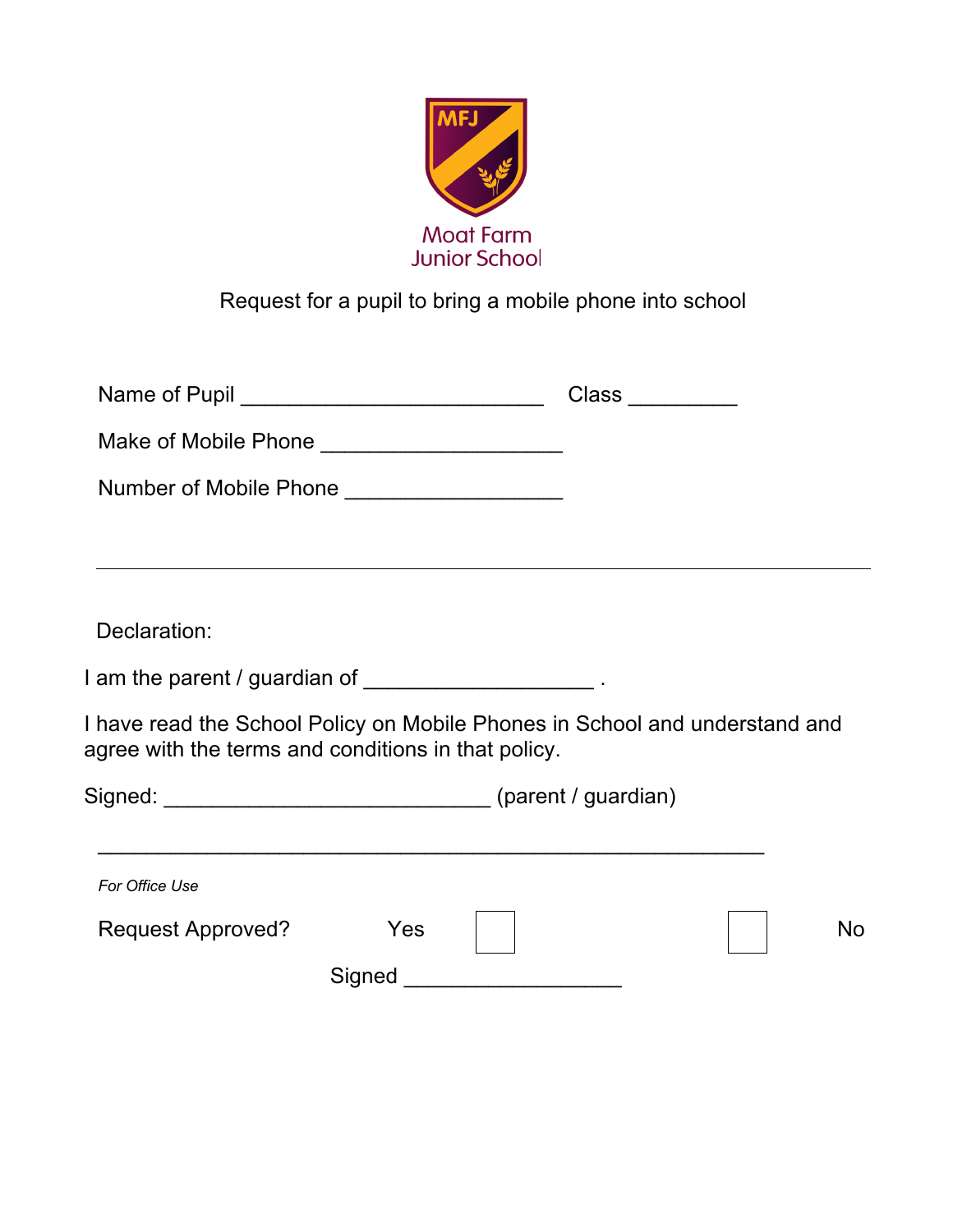MFJ

Moat Farm
Junior School

Request for a pupil to bring a mobile phone into school

Name of Pupil _________________________ Class _________

Make of Mobile Phone ____________________

Number of Mobile Phone __________________

---

Declaration:

I am the parent / guardian of ___________________ .

I have read the School Policy on Mobile Phones in School and understand and agree with the terms and conditions in that policy.

Signed: ___________________________ (parent / guardian)

_______________________________________________________

*For Office Use*

Request Approved? Yes ☐ ☐ No

Signed __________________